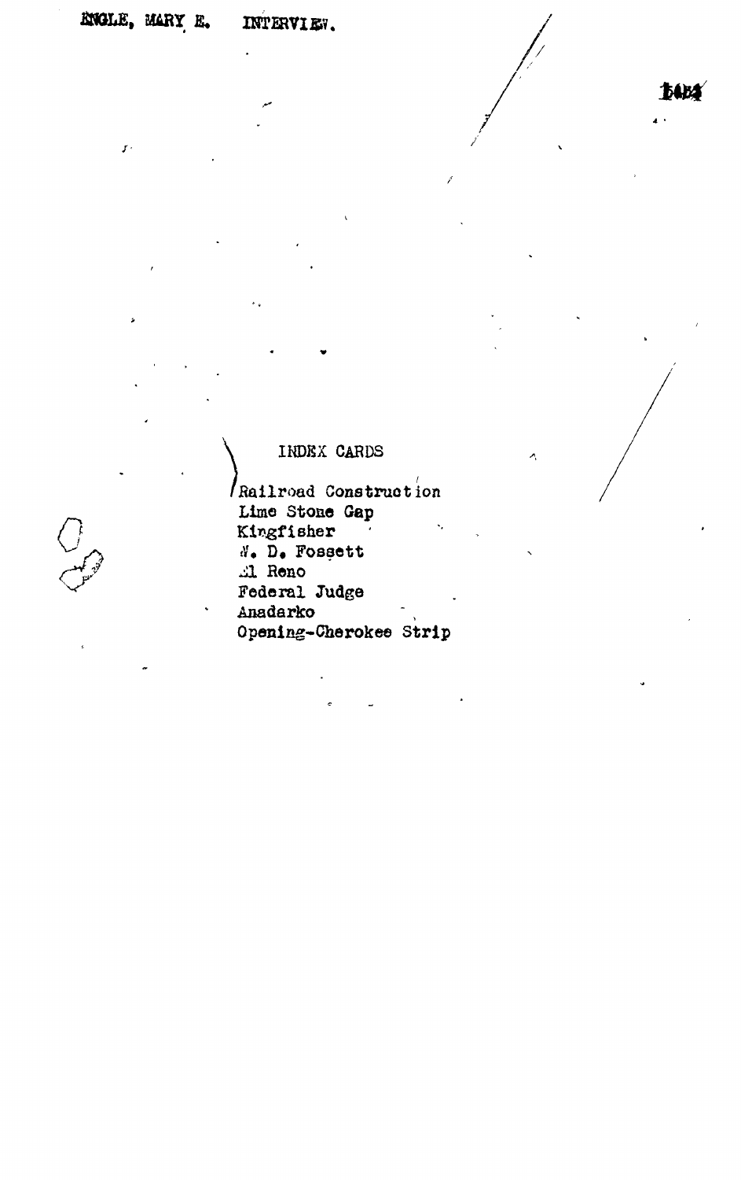ENGLE, MARY E. INTERVIEW.

INDEX CARDS

Railroad Construction
Lime Stone Gap
Kingfisher
W. D. Fossett
El Reno
Federal Judge
Anadarko
Opening-Cherokee Strip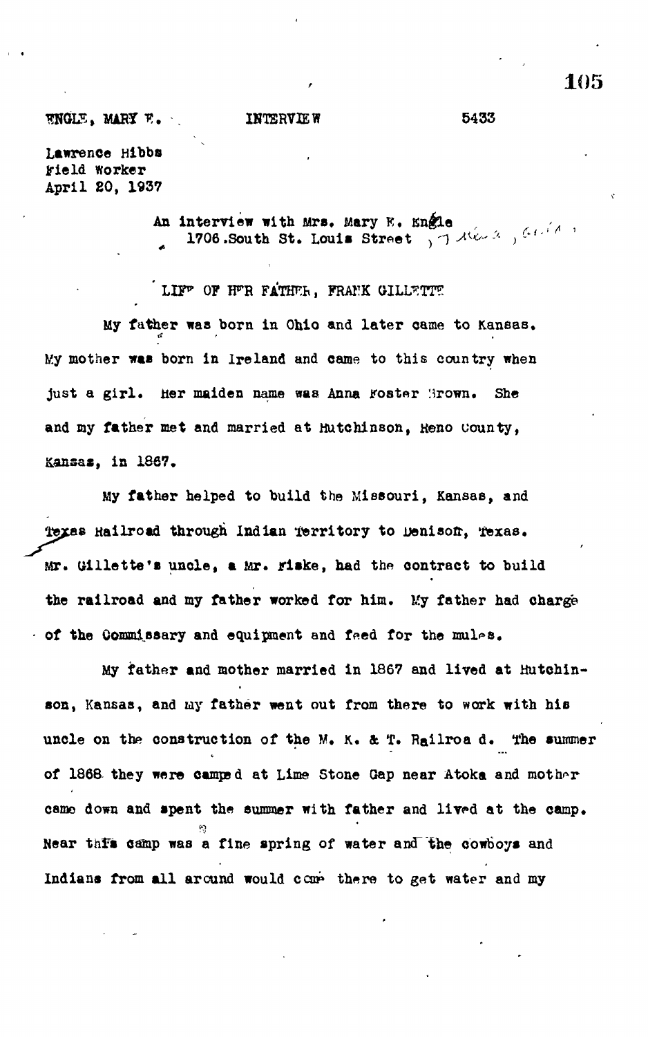ENGLE, MARY E.    INTERVIEW    5433

Lawrence Hibbs
Field Worker
April 20, 1937

An interview with Mrs. Mary E. Engle
1706 South St. Louis Street

LIFE OF HER FATHER, FRANK GILLETTE

My father was born in Ohio and later came to Kansas. My mother was born in Ireland and came to this country when just a girl. Her maiden name was Anna Foster Brown. She and my father met and married at Hutchinson, Reno County, Kansas, in 1867.

My father helped to build the Missouri, Kansas, and Texas Railroad through Indian Territory to Denison, Texas. Mr. Gillette's uncle, a Mr. Fiske, had the contract to build the railroad and my father worked for him. My father had charge of the Commissary and equipment and feed for the mules.

My father and mother married in 1867 and lived at Hutchinson, Kansas, and my father went out from there to work with his uncle on the construction of the M. K. & T. Railroad. The summer of 1868 they were camped at Lime Stone Gap near Atoka and mother came down and spent the summer with father and lived at the camp. Near this camp was a fine spring of water and the cowboys and Indians from all around would come there to get water and my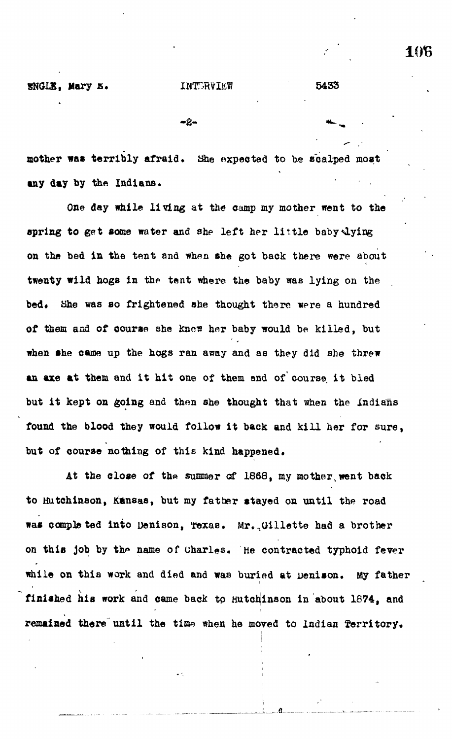mother was terribly afraid. She expected to be scalped most any day by the Indians.

One day while living at the camp my mother went to the spring to get some water and she left her little baby lying on the bed in the tent and when she got back there were about twenty wild hogs in the tent where the baby was lying on the bed. She was so frightened she thought there were a hundred of them and of course she knew her baby would be killed, but when she came up the hogs ran away and as they did she threw an axe at them and it hit one of them and of course it bled but it kept on going and then she thought that when the Indians found the blood they would follow it back and kill her for sure, but of course nothing of this kind happened.

At the close of the summer of 1868, my mother went back to Hutchinson, Kansas, but my father stayed on until the road was completed into Denison, Texas. Mr. Gillette had a brother on this job by the name of Charles. He contracted typhoid fever while on this work and died and was buried at Denison. My father finished his work and came back to Hutchinson in about 1874, and remained there until the time when he moved to Indian Territory.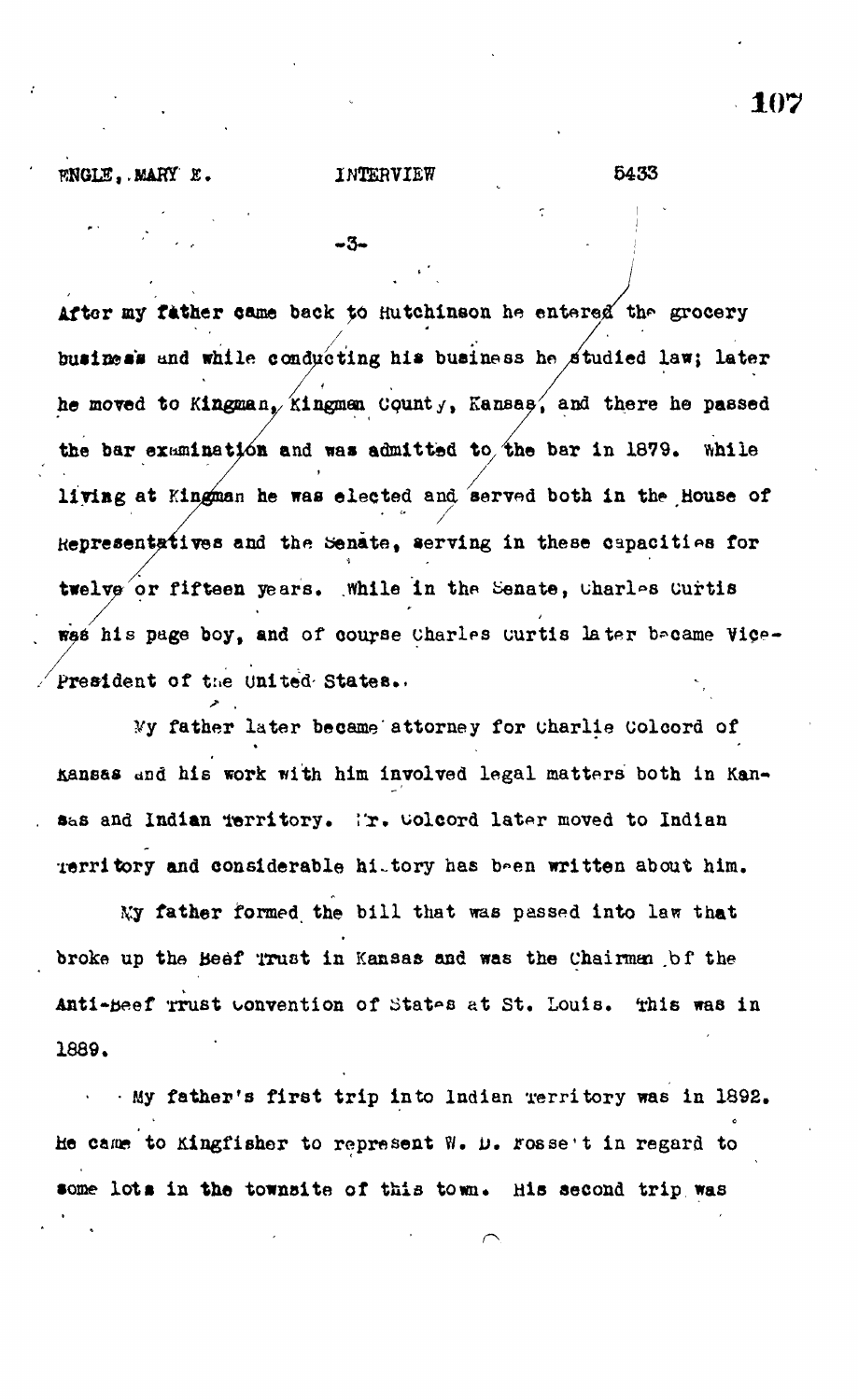After my father came back to Hutchinson he entered the grocery business and while conducting his business he studied law; later he moved to Kingman, Kingman County, Kansas, and there he passed the bar examination and was admitted to the bar in 1879. While living at Kingman he was elected and served both in the House of Representatives and the Senate, serving in these capacities for twelve or fifteen years. While in the Senate, Charles Curtis was his page boy, and of course Charles Curtis later became Vice-President of the United States.

My father later became attorney for Charlie Colcord of Kansas and his work with him involved legal matters both in Kansas and Indian Territory. Mr. Colcord later moved to Indian Territory and considerable history has been written about him.

My father formed the bill that was passed into law that broke up the Beef Trust in Kansas and was the Chairman of the Anti-Beef Trust Convention of States at St. Louis. This was in 1889.

My father's first trip into Indian Territory was in 1892. He came to Kingfisher to represent W. D. Fossett in regard to some lots in the townsite of this town. His second trip was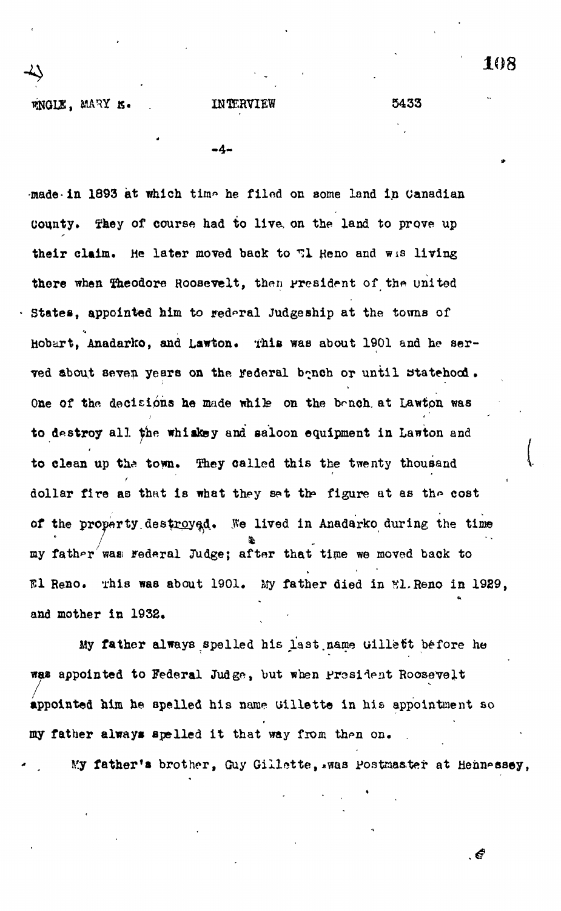made in 1893 at which time he filed on some land in Canadian County. They of course had to live on the land to prove up their claim. He later moved back to El Reno and was living there when Theodore Roosevelt, then President of the United States, appointed him to Federal Judgeship at the towns of Hobart, Anadarko, and Lawton. This was about 1901 and he served about seven years on the Federal bench or until Statehood. One of the decisions he made while on the bench at Lawton was to destroy all the whiskey and saloon equipment in Lawton and to clean up the town. They called this the twenty thousand dollar fire as that is what they set the figure at as the cost of the property destroyed. We lived in Anadarko during the time my father was Federal Judge; after that time we moved back to El Reno. This was about 1901. My father died in El Reno in 1929, and mother in 1932.

My father always spelled his last name Gillett before he was appointed to Federal Judge, but when President Roosevelt appointed him he spelled his name Gillette in his appointment so my father always spelled it that way from then on.

My father's brother, Guy Gillette, was Postmaster at Hennessey,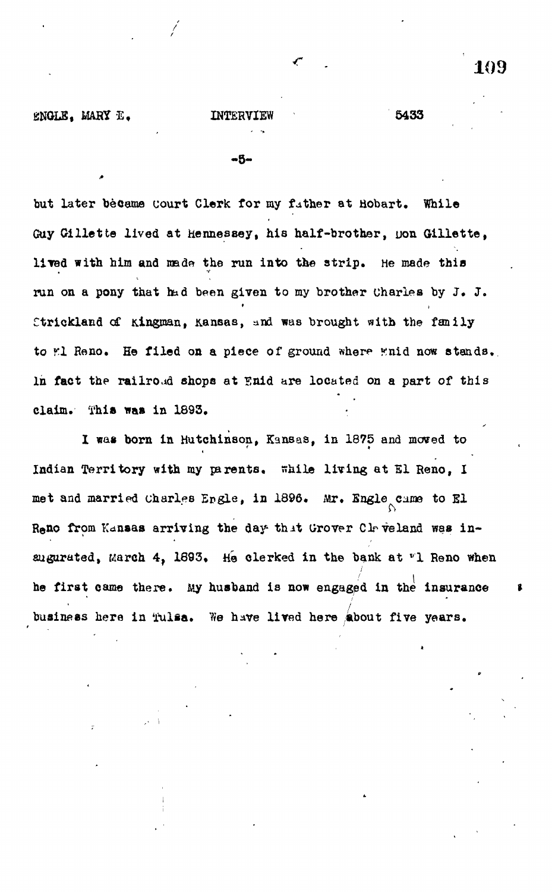but later became Court Clerk for my father at Hobart. While Guy Gillette lived at Hennessey, his half-brother, Don Gillette, lived with him and made the run into the strip. He made this run on a pony that had been given to my brother Charles by J. J. Strickland of Kingman, Kansas, and was brought with the family to El Reno. He filed on a piece of ground where Enid now stands. In fact the railroad shops at Enid are located on a part of this claim. This was in 1893.

I was born in Hutchinson, Kansas, in 1875 and moved to Indian Territory with my parents. While living at El Reno, I met and married Charles Engle, in 1896. Mr. Engle came to El Reno from Kansas arriving the day that Grover Cleveland was inaugurated, March 4, 1893. He clerked in the bank at El Reno when he first came there. My husband is now engaged in the insurance business here in Tulsa. We have lived here about five years.